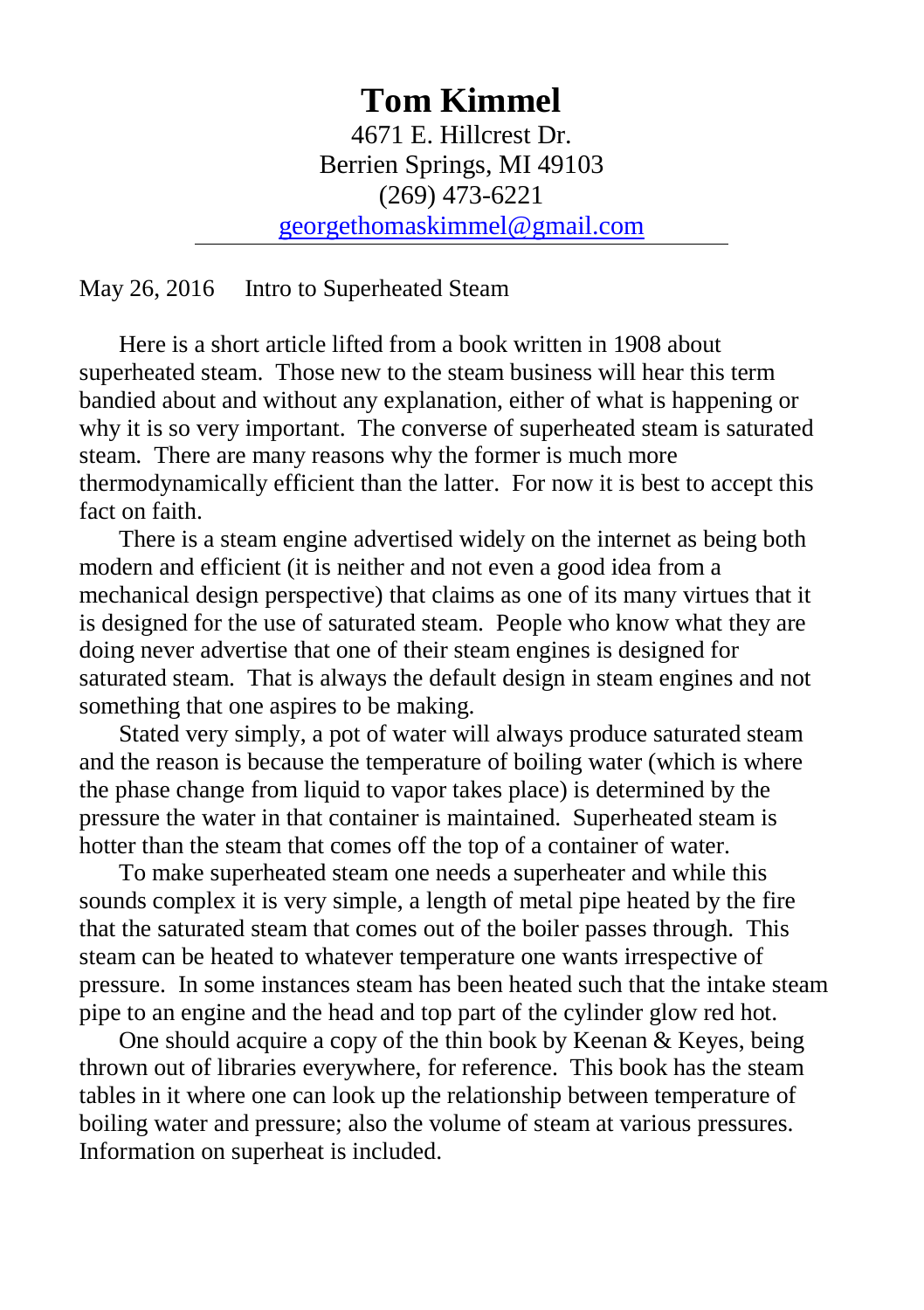# Tom Kimmel

4671 E. Hillcrest Dr.
Berrien Springs, MI 49103
(269) 473-6221
georgethomaskimmel@gmail.com

---

May 26, 2016     Intro to Superheated Steam

Here is a short article lifted from a book written in 1908 about superheated steam. Those new to the steam business will hear this term bandied about and without any explanation, either of what is happening or why it is so very important. The converse of superheated steam is saturated steam. There are many reasons why the former is much more thermodynamically efficient than the latter. For now it is best to accept this fact on faith.

There is a steam engine advertised widely on the internet as being both modern and efficient (it is neither and not even a good idea from a mechanical design perspective) that claims as one of its many virtues that it is designed for the use of saturated steam. People who know what they are doing never advertise that one of their steam engines is designed for saturated steam. That is always the default design in steam engines and not something that one aspires to be making.

Stated very simply, a pot of water will always produce saturated steam and the reason is because the temperature of boiling water (which is where the phase change from liquid to vapor takes place) is determined by the pressure the water in that container is maintained. Superheated steam is hotter than the steam that comes off the top of a container of water.

To make superheated steam one needs a superheater and while this sounds complex it is very simple, a length of metal pipe heated by the fire that the saturated steam that comes out of the boiler passes through. This steam can be heated to whatever temperature one wants irrespective of pressure. In some instances steam has been heated such that the intake steam pipe to an engine and the head and top part of the cylinder glow red hot.

One should acquire a copy of the thin book by Keenan & Keyes, being thrown out of libraries everywhere, for reference. This book has the steam tables in it where one can look up the relationship between temperature of boiling water and pressure; also the volume of steam at various pressures. Information on superheat is included.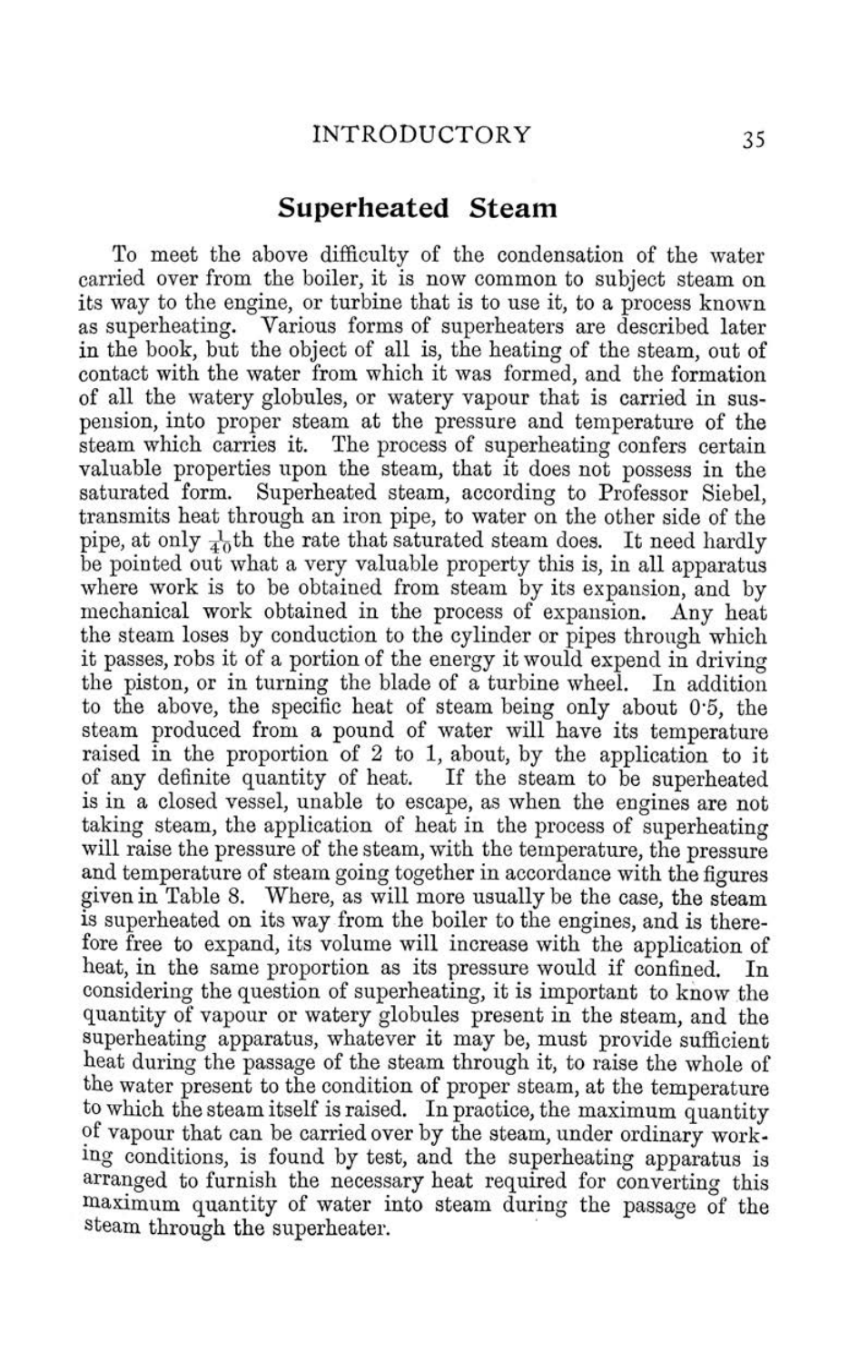## Superheated Steam

To meet the above difficulty of the condensation of the water carried over from the boiler, it is now common to subject steam on its way to the engine, or turbine that is to use it, to a process known as superheating. Various forms of superheaters are described later in the book, but the object of all is, the heating of the steam, out of contact with the water from which it was formed, and the formation of all the watery globules, or watery vapour that is carried in suspension, into proper steam at the pressure and temperature of the steam which carries it. The process of superheating confers certain valuable properties upon the steam, that it does not possess in the saturated form. Superheated steam, according to Professor Siebel, transmits heat through an iron pipe, to water on the other side of the pipe, at only $\frac{1}{40}$th the rate that saturated steam does. It need hardly be pointed out what a very valuable property this is, in all apparatus where work is to be obtained from steam by its expansion, and by mechanical work obtained in the process of expansion. Any heat the steam loses by conduction to the cylinder or pipes through which it passes, robs it of a portion of the energy it would expend in driving the piston, or in turning the blade of a turbine wheel. In addition to the above, the specific heat of steam being only about 0·5, the steam produced from a pound of water will have its temperature raised in the proportion of 2 to 1, about, by the application to it of any definite quantity of heat. If the steam to be superheated is in a closed vessel, unable to escape, as when the engines are not taking steam, the application of heat in the process of superheating will raise the pressure of the steam, with the temperature, the pressure and temperature of steam going together in accordance with the figures given in Table 8. Where, as will more usually be the case, the steam is superheated on its way from the boiler to the engines, and is therefore free to expand, its volume will increase with the application of heat, in the same proportion as its pressure would if confined. In considering the question of superheating, it is important to know the quantity of vapour or watery globules present in the steam, and the superheating apparatus, whatever it may be, must provide sufficient heat during the passage of the steam through it, to raise the whole of the water present to the condition of proper steam, at the temperature to which the steam itself is raised. In practice, the maximum quantity of vapour that can be carried over by the steam, under ordinary working conditions, is found by test, and the superheating apparatus is arranged to furnish the necessary heat required for converting this maximum quantity of water into steam during the passage of the steam through the superheater.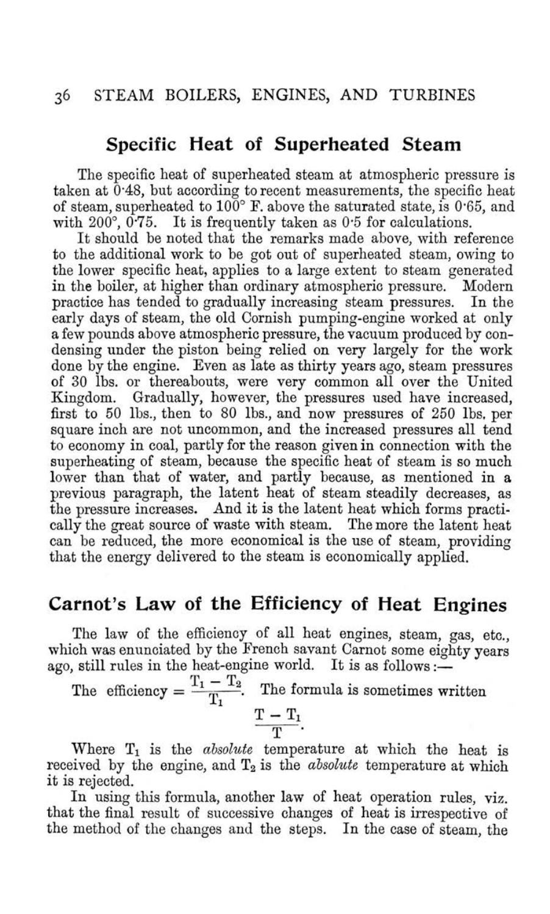## Specific Heat of Superheated Steam

The specific heat of superheated steam at atmospheric pressure is taken at 0·48, but according to recent measurements, the specific heat of steam, superheated to 100° F. above the saturated state, is 0·65, and with 200°, 0·75. It is frequently taken as 0·5 for calculations.

It should be noted that the remarks made above, with reference to the additional work to be got out of superheated steam, owing to the lower specific heat, applies to a large extent to steam generated in the boiler, at higher than ordinary atmospheric pressure. Modern practice has tended to gradually increasing steam pressures. In the early days of steam, the old Cornish pumping-engine worked at only a few pounds above atmospheric pressure, the vacuum produced by condensing under the piston being relied on very largely for the work done by the engine. Even as late as thirty years ago, steam pressures of 30 lbs. or thereabouts, were very common all over the United Kingdom. Gradually, however, the pressures used have increased, first to 50 lbs., then to 80 lbs., and now pressures of 250 lbs. per square inch are not uncommon, and the increased pressures all tend to economy in coal, partly for the reason given in connection with the superheating of steam, because the specific heat of steam is so much lower than that of water, and partly because, as mentioned in a previous paragraph, the latent heat of steam steadily decreases, as the pressure increases. And it is the latent heat which forms practically the great source of waste with steam. The more the latent heat can be reduced, the more economical is the use of steam, providing that the energy delivered to the steam is economically applied.

## Carnot's Law of the Efficiency of Heat Engines

The law of the efficiency of all heat engines, steam, gas, etc., which was enunciated by the French savant Carnot some eighty years ago, still rules in the heat-engine world. It is as follows:—

The efficiency $= \frac{T_1 - T_2}{T_1}$. The formula is sometimes written

$$\frac{T - T_1}{T}.$$

Where $T_1$ is the *absolute* temperature at which the heat is received by the engine, and $T_2$ is the *absolute* temperature at which it is rejected.

In using this formula, another law of heat operation rules, viz. that the final result of successive changes of heat is irrespective of the method of the changes and the steps. In the case of steam, the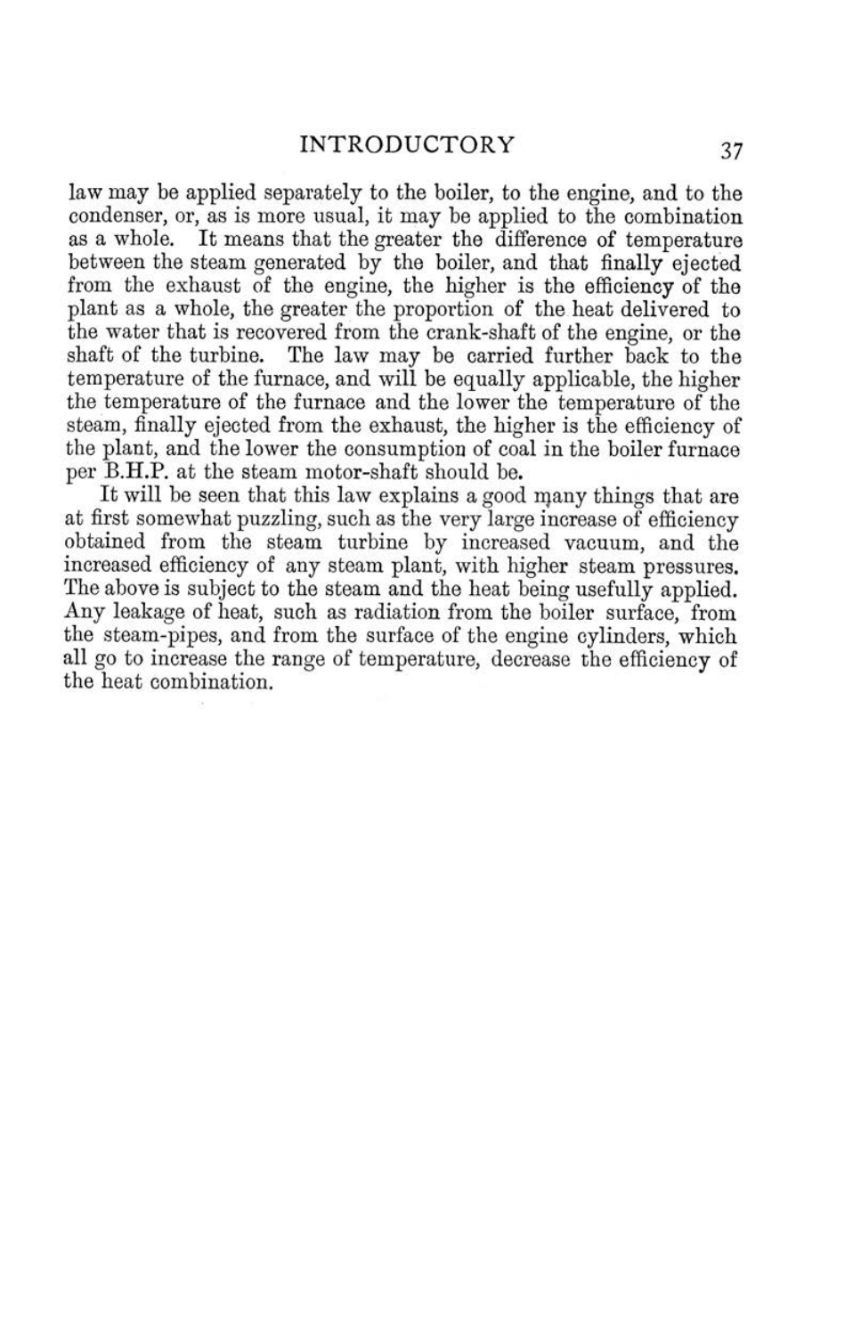law may be applied separately to the boiler, to the engine, and to the condenser, or, as is more usual, it may be applied to the combination as a whole. It means that the greater the difference of temperature between the steam generated by the boiler, and that finally ejected from the exhaust of the engine, the higher is the efficiency of the plant as a whole, the greater the proportion of the heat delivered to the water that is recovered from the crank-shaft of the engine, or the shaft of the turbine. The law may be carried further back to the temperature of the furnace, and will be equally applicable, the higher the temperature of the furnace and the lower the temperature of the steam, finally ejected from the exhaust, the higher is the efficiency of the plant, and the lower the consumption of coal in the boiler furnace per B.H.P. at the steam motor-shaft should be.

It will be seen that this law explains a good many things that are at first somewhat puzzling, such as the very large increase of efficiency obtained from the steam turbine by increased vacuum, and the increased efficiency of any steam plant, with higher steam pressures. The above is subject to the steam and the heat being usefully applied. Any leakage of heat, such as radiation from the boiler surface, from the steam-pipes, and from the surface of the engine cylinders, which all go to increase the range of temperature, decrease the efficiency of the heat combination.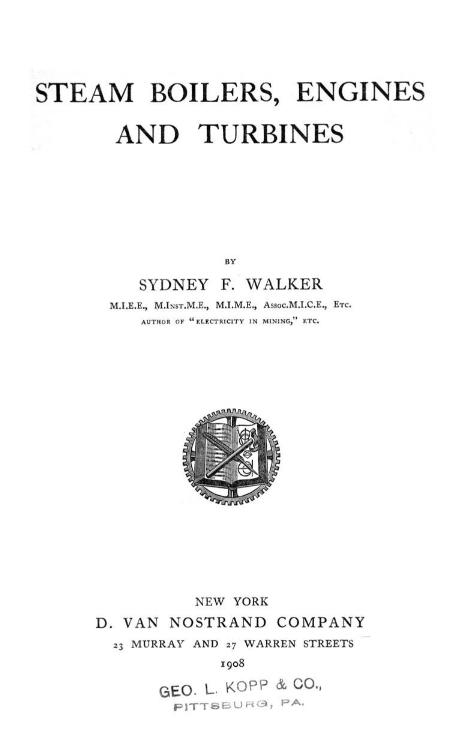# STEAM BOILERS, ENGINES AND TURBINES

BY

SYDNEY F. WALKER

M.I.E.E., M.INST.M.E., M.I.M.E., ASSOC.M.I.C.E., ETC.

AUTHOR OF "ELECTRICITY IN MINING," ETC.

NEW YORK

D. VAN NOSTRAND COMPANY

23 MURRAY AND 27 WARREN STREETS

1908

GEO. L. KOPP & CO.,
PITTSBURG, PA.